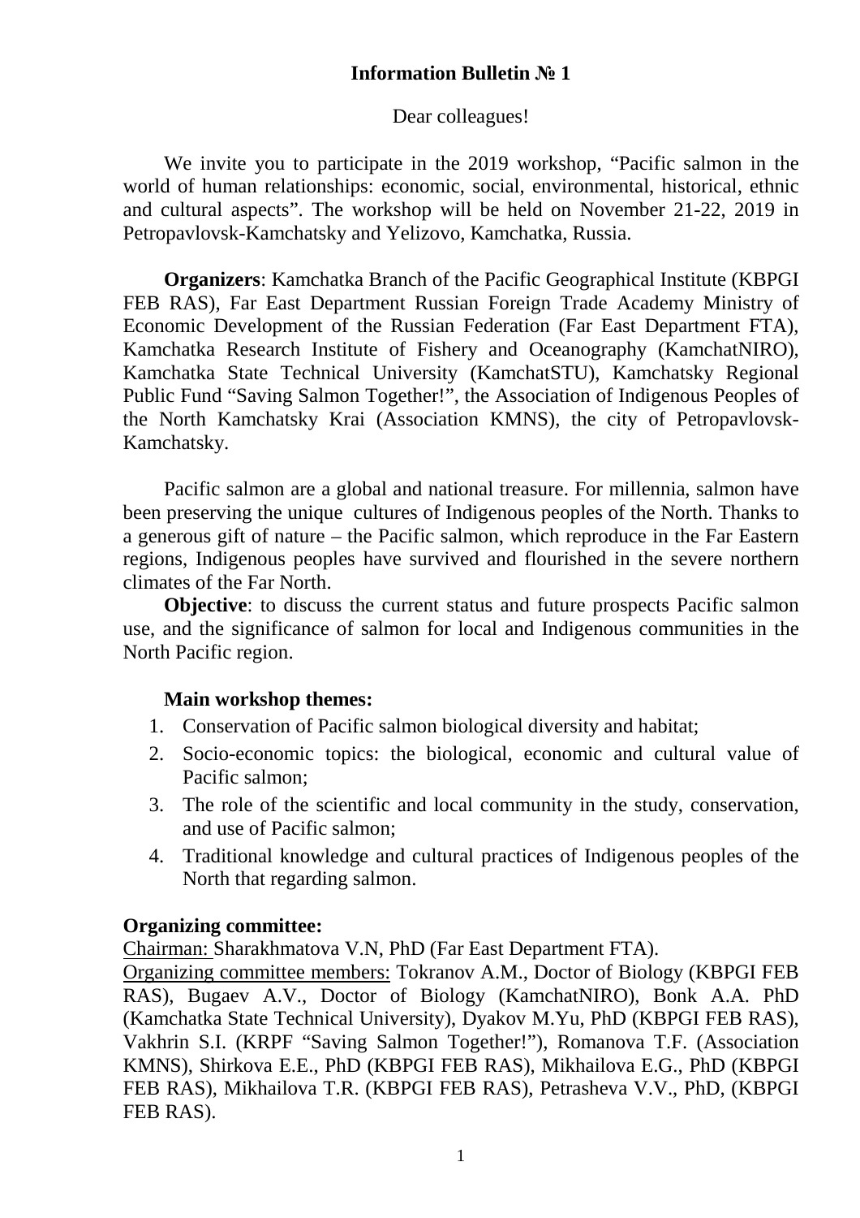**Information Bulletin № 1**

Dear colleagues!

We invite you to participate in the 2019 workshop, "Pacific salmon in the world of human relationships: economic, social, environmental, historical, ethnic and cultural aspects". The workshop will be held on November 21-22, 2019 in Petropavlovsk-Kamchatsky and Yelizovo, Kamchatka, Russia.

**Organizers**: Kamchatka Branch of the Pacific Geographical Institute (KBPGI FEB RAS), Far East Department Russian Foreign Trade Academy Ministry of Economic Development of the Russian Federation (Far East Department FTA), Kamchatka Research Institute of Fishery and Oceanography (KamchatNIRO), Kamchatka State Technical University (KamchatSTU), Kamchatsky Regional Public Fund "Saving Salmon Together!", the Association of Indigenous Peoples of the North Kamchatsky Krai (Association KMNS), the city of Petropavlovsk-Kamchatsky.

Pacific salmon are a global and national treasure. For millennia, salmon have been preserving the unique cultures of Indigenous peoples of the North. Thanks to a generous gift of nature – the Pacific salmon, which reproduce in the Far Eastern regions, Indigenous peoples have survived and flourished in the severe northern climates of the Far North.

**Objective**: to discuss the current status and future prospects Pacific salmon use, and the significance of salmon for local and Indigenous communities in the North Pacific region.

**Main workshop themes:**

1. Conservation of Pacific salmon biological diversity and habitat;
2. Socio-economic topics: the biological, economic and cultural value of Pacific salmon;
3. The role of the scientific and local community in the study, conservation, and use of Pacific salmon;
4. Traditional knowledge and cultural practices of Indigenous peoples of the North that regarding salmon.

**Organizing committee:**

Chairman: Sharakhmatova V.N, PhD (Far East Department FTA).

Organizing committee members: Tokranov A.M., Doctor of Biology (KBPGI FEB RAS), Bugaev A.V., Doctor of Biology (KamchatNIRO), Bonk A.A. PhD (Kamchatka State Technical University), Dyakov M.Yu, PhD (KBPGI FEB RAS), Vakhrin S.I. (KRPF "Saving Salmon Together!"), Romanova T.F. (Association KMNS), Shirkova E.E., PhD (KBPGI FEB RAS), Mikhailova E.G., PhD (KBPGI FEB RAS), Mikhailova T.R. (KBPGI FEB RAS), Petrasheva V.V., PhD, (KBPGI FEB RAS).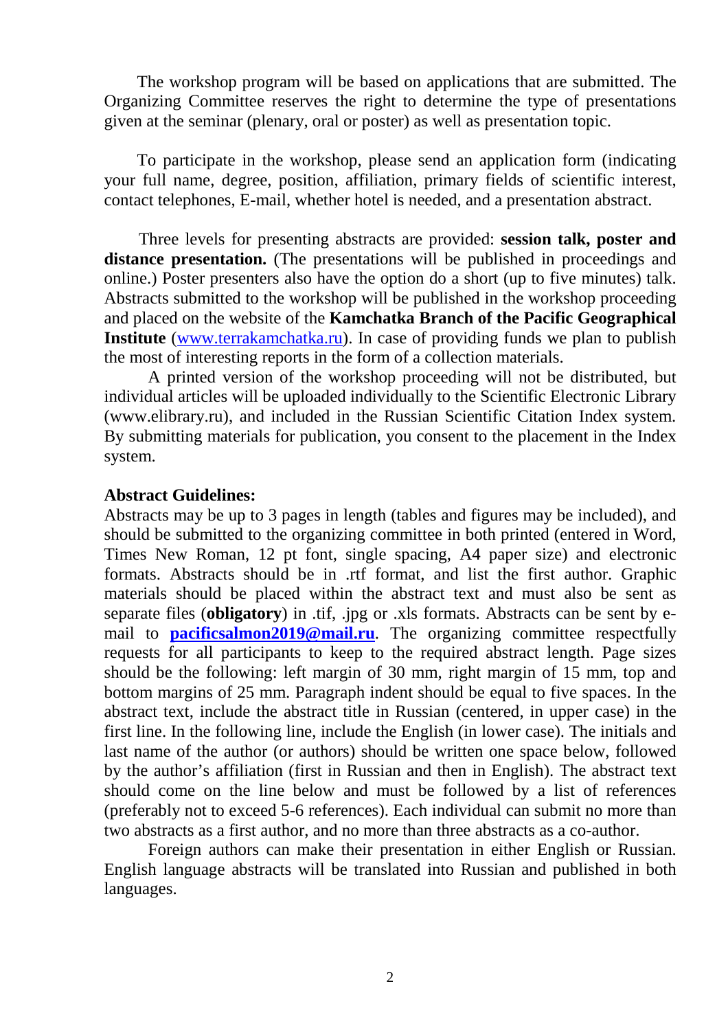The workshop program will be based on applications that are submitted. The Organizing Committee reserves the right to determine the type of presentations given at the seminar (plenary, oral or poster) as well as presentation topic.

To participate in the workshop, please send an application form (indicating your full name, degree, position, affiliation, primary fields of scientific interest, contact telephones, E-mail, whether hotel is needed, and a presentation abstract.

Three levels for presenting abstracts are provided: **session talk, poster and distance presentation.** (The presentations will be published in proceedings and online.) Poster presenters also have the option do a short (up to five minutes) talk. Abstracts submitted to the workshop will be published in the workshop proceeding and placed on the website of the **Kamchatka Branch of the Pacific Geographical Institute** (www.terrakamchatka.ru). In case of providing funds we plan to publish the most of interesting reports in the form of a collection materials.

A printed version of the workshop proceeding will not be distributed, but individual articles will be uploaded individually to the Scientific Electronic Library (www.elibrary.ru), and included in the Russian Scientific Citation Index system. By submitting materials for publication, you consent to the placement in the Index system.

**Abstract Guidelines:**

Abstracts may be up to 3 pages in length (tables and figures may be included), and should be submitted to the organizing committee in both printed (entered in Word, Times New Roman, 12 pt font, single spacing, A4 paper size) and electronic formats. Abstracts should be in .rtf format, and list the first author. Graphic materials should be placed within the abstract text and must also be sent as separate files (**obligatory**) in .tif, .jpg or .xls formats. Abstracts can be sent by e-mail to **pacificsalmon2019@mail.ru**. The organizing committee respectfully requests for all participants to keep to the required abstract length. Page sizes should be the following: left margin of 30 mm, right margin of 15 mm, top and bottom margins of 25 mm. Paragraph indent should be equal to five spaces. In the abstract text, include the abstract title in Russian (centered, in upper case) in the first line. In the following line, include the English (in lower case). The initials and last name of the author (or authors) should be written one space below, followed by the author's affiliation (first in Russian and then in English). The abstract text should come on the line below and must be followed by a list of references (preferably not to exceed 5-6 references). Each individual can submit no more than two abstracts as a first author, and no more than three abstracts as a co-author.

Foreign authors can make their presentation in either English or Russian. English language abstracts will be translated into Russian and published in both languages.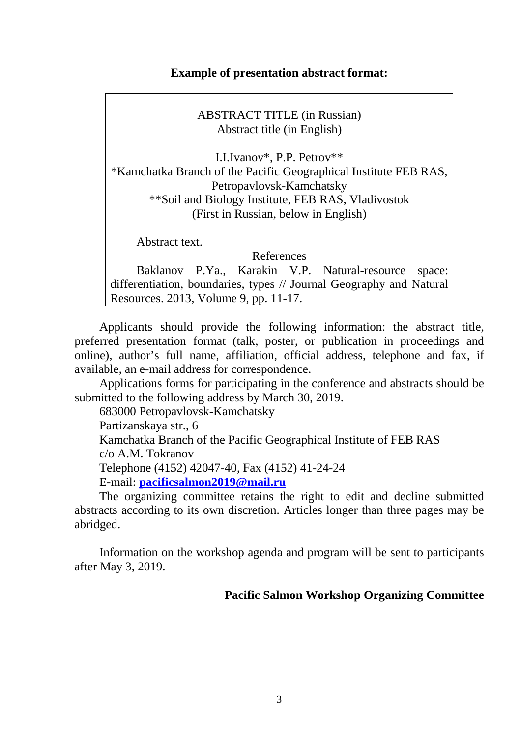**Example of presentation abstract format:**

> ABSTRACT TITLE (in Russian)
> Abstract title (in English)
>
> I.I.Ivanov*, P.P. Petrov**
> *Kamchatka Branch of the Pacific Geographical Institute FEB RAS, Petropavlovsk-Kamchatsky
> **Soil and Biology Institute, FEB RAS, Vladivostok
> (First in Russian, below in English)
>
> Abstract text.
>
> References
>
> Baklanov P.Ya., Karakin V.P. Natural-resource space: differentiation, boundaries, types // Journal Geography and Natural Resources. 2013, Volume 9, pp. 11-17.

Applicants should provide the following information: the abstract title, preferred presentation format (talk, poster, or publication in proceedings and online), author's full name, affiliation, official address, telephone and fax, if available, an e-mail address for correspondence.

Applications forms for participating in the conference and abstracts should be submitted to the following address by March 30, 2019.

683000 Petropavlovsk-Kamchatsky
Partizanskaya str., 6
Kamchatka Branch of the Pacific Geographical Institute of FEB RAS
c/o A.M. Tokranov
Telephone (4152) 42047-40, Fax (4152) 41-24-24
E-mail: **pacificsalmon2019@mail.ru**

The organizing committee retains the right to edit and decline submitted abstracts according to its own discretion. Articles longer than three pages may be abridged.

Information on the workshop agenda and program will be sent to participants after May 3, 2019.

**Pacific Salmon Workshop Organizing Committee**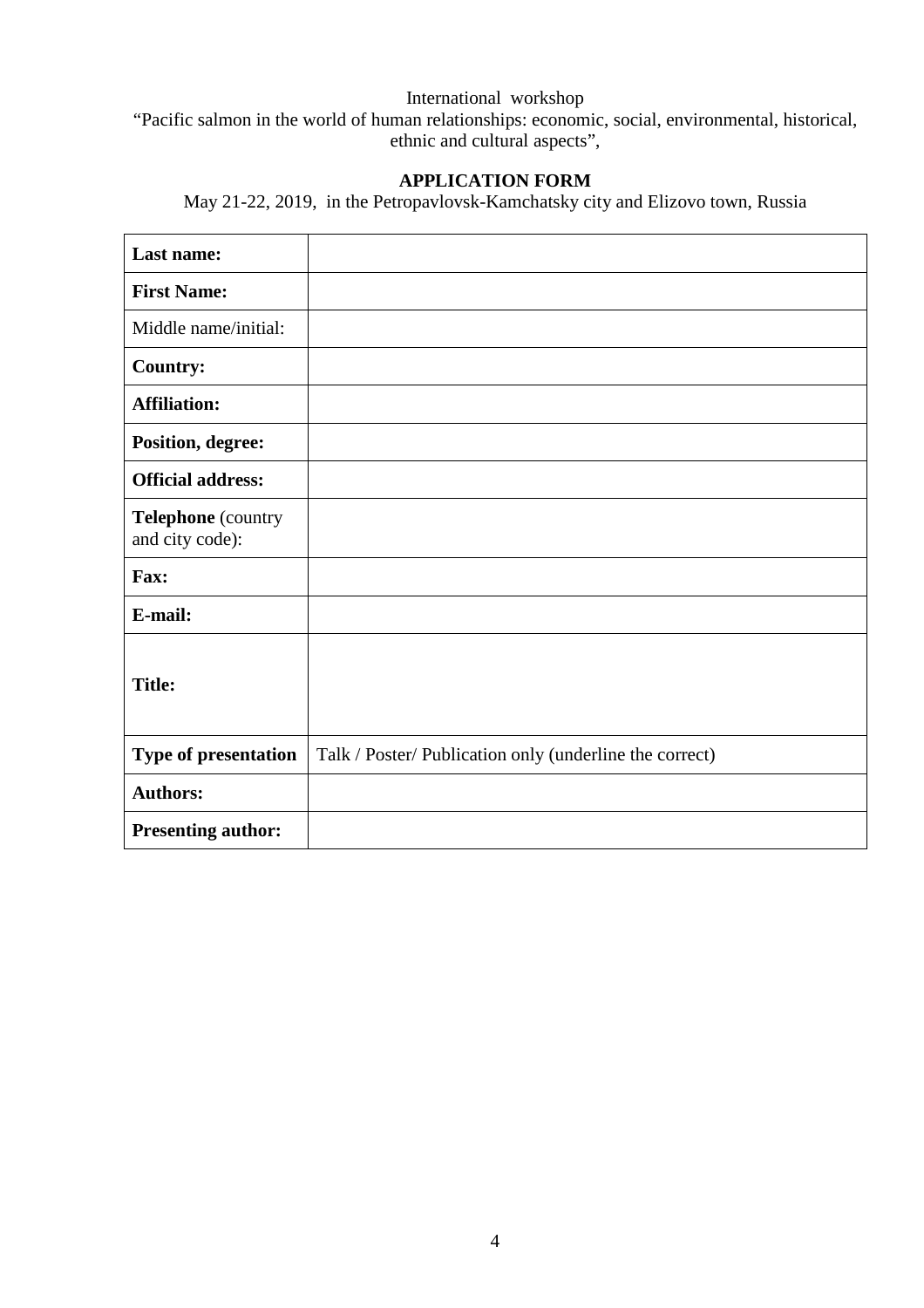International workshop
"Pacific salmon in the world of human relationships: economic, social, environmental, historical, ethnic and cultural aspects",

**APPLICATION FORM**

May 21-22, 2019, in the Petropavlovsk-Kamchatsky city and Elizovo town, Russia

| | |
|---|---|
| **Last name:** | |
| **First Name:** | |
| Middle name/initial: | |
| **Country:** | |
| **Affiliation:** | |
| **Position, degree:** | |
| **Official address:** | |
| **Telephone** (country and city code): | |
| **Fax:** | |
| **E-mail:** | |
| **Title:** | |
| **Type of presentation** | Talk / Poster/ Publication only (underline the correct) |
| **Authors:** | |
| **Presenting author:** | |